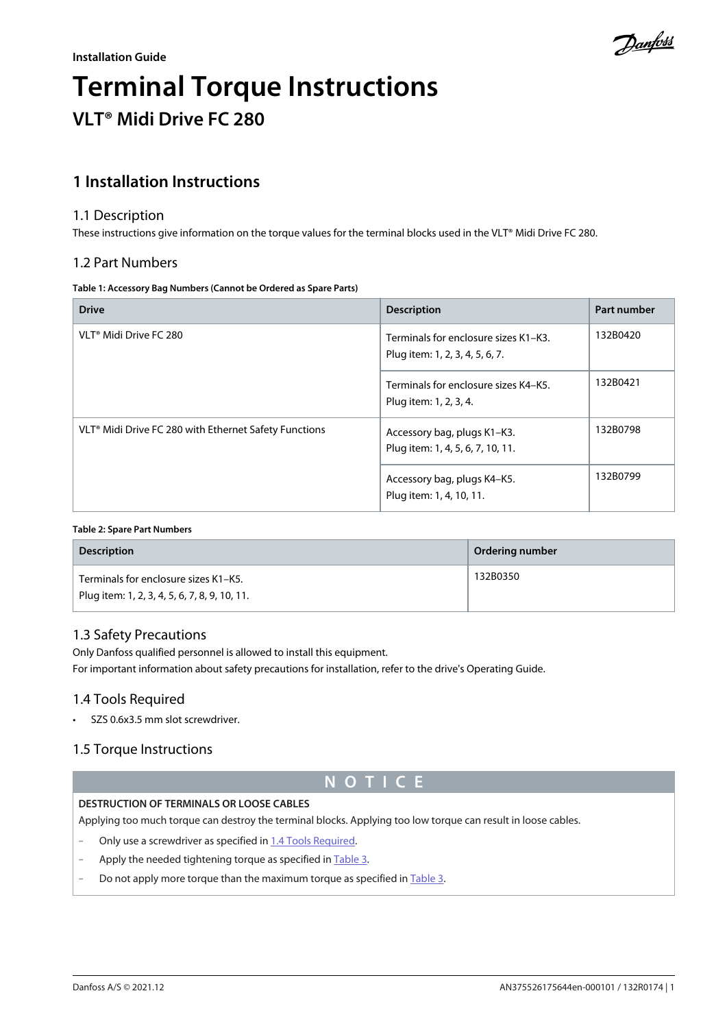Installation Guide

# Terminal Torque Instructions

## VLT® Midi Drive FC 280

## 1 Installation Instructions

### 1.1 Description

These instructions give information on the torque values for the terminal blocks used in the VLT® Midi Drive FC 280.

### 1.2 Part Numbers

**Table 1: Accessory Bag Numbers (Cannot be Ordered as Spare Parts)**

| Drive | Description | Part number |
|---|---|---|
| VLT® Midi Drive FC 280 | Terminals for enclosure sizes K1–K3.<br>Plug item: 1, 2, 3, 4, 5, 6, 7. | 132B0420 |
| | Terminals for enclosure sizes K4–K5.<br>Plug item: 1, 2, 3, 4. | 132B0421 |
| VLT® Midi Drive FC 280 with Ethernet Safety Functions | Accessory bag, plugs K1–K3.<br>Plug item: 1, 4, 5, 6, 7, 10, 11. | 132B0798 |
| | Accessory bag, plugs K4–K5.<br>Plug item: 1, 4, 10, 11. | 132B0799 |

**Table 2: Spare Part Numbers**

| Description | Ordering number |
|---|---|
| Terminals for enclosure sizes K1–K5.<br>Plug item: 1, 2, 3, 4, 5, 6, 7, 8, 9, 10, 11. | 132B0350 |

### 1.3 Safety Precautions

Only Danfoss qualified personnel is allowed to install this equipment.
For important information about safety precautions for installation, refer to the drive's Operating Guide.

### 1.4 Tools Required

- SZS 0.6x3.5 mm slot screwdriver.

### 1.5 Torque Instructions

**NOTICE**

**DESTRUCTION OF TERMINALS OR LOOSE CABLES**

Applying too much torque can destroy the terminal blocks. Applying too low torque can result in loose cables.

- Only use a screwdriver as specified in 1.4 Tools Required.
- Apply the needed tightening torque as specified in Table 3.
- Do not apply more torque than the maximum torque as specified in Table 3.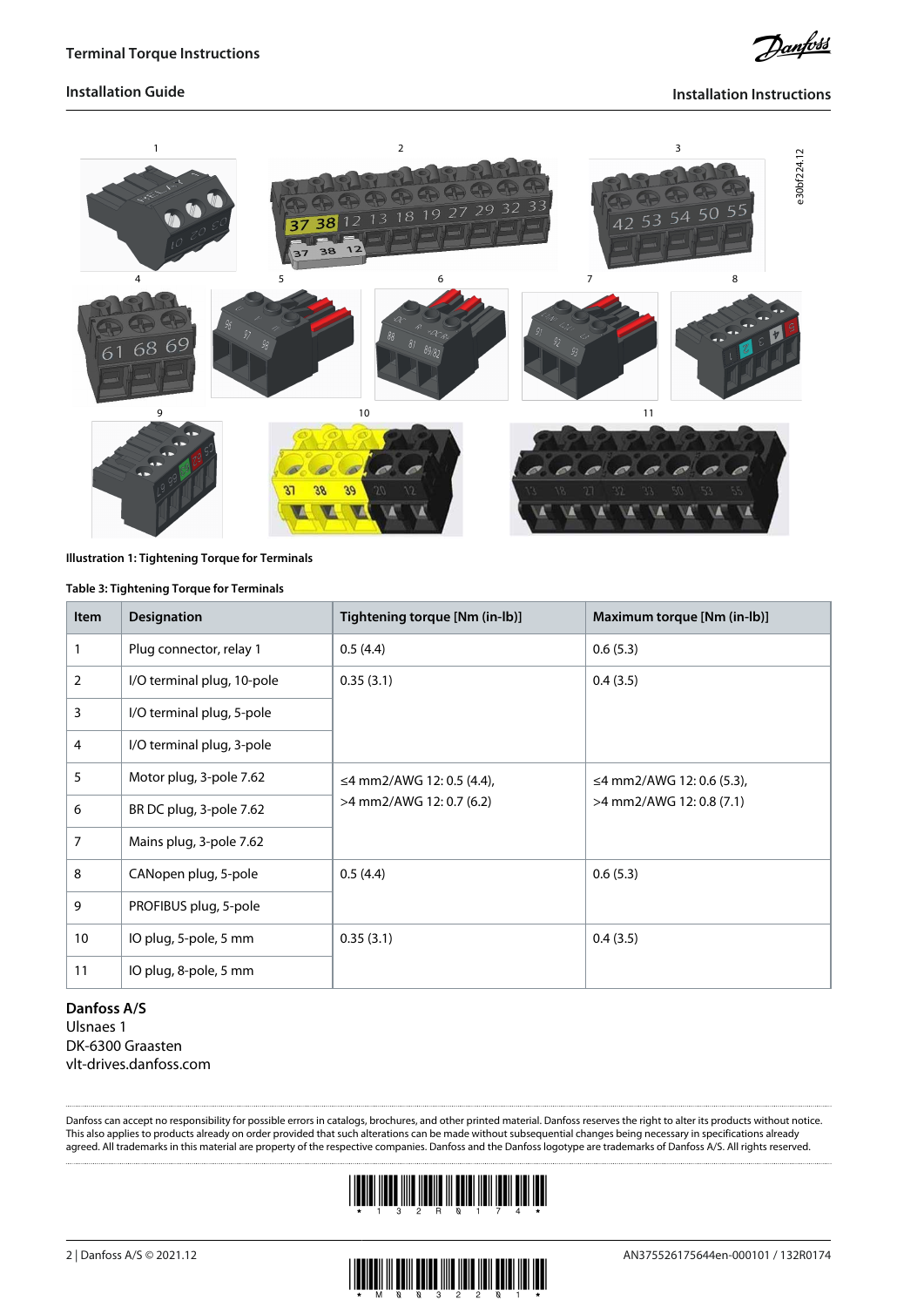Illustration 1: Tightening Torque for Terminals

Table 3: Tightening Torque for Terminals

| Item | Designation | Tightening torque [Nm (in-lb)] | Maximum torque [Nm (in-lb)] |
|---|---|---|---|
| 1 | Plug connector, relay 1 | 0.5 (4.4) | 0.6 (5.3) |
| 2 | I/O terminal plug, 10-pole | 0.35 (3.1) | 0.4 (3.5) |
| 3 | I/O terminal plug, 5-pole | | |
| 4 | I/O terminal plug, 3-pole | | |
| 5 | Motor plug, 3-pole 7.62 | ≤4 mm2/AWG 12: 0.5 (4.4),<br>>4 mm2/AWG 12: 0.7 (6.2) | ≤4 mm2/AWG 12: 0.6 (5.3),<br>>4 mm2/AWG 12: 0.8 (7.1) |
| 6 | BR DC plug, 3-pole 7.62 | | |
| 7 | Mains plug, 3-pole 7.62 | | |
| 8 | CANopen plug, 5-pole | 0.5 (4.4) | 0.6 (5.3) |
| 9 | PROFIBUS plug, 5-pole | | |
| 10 | IO plug, 5-pole, 5 mm | 0.35 (3.1) | 0.4 (3.5) |
| 11 | IO plug, 8-pole, 5 mm | | |

**Danfoss A/S**
Ulsnaes 1
DK-6300 Graasten
vlt-drives.danfoss.com

Danfoss can accept no responsibility for possible errors in catalogs, brochures, and other printed material. Danfoss reserves the right to alter its products without notice. This also applies to products already on order provided that such alterations can be made without subsequential changes being necessary in specifications already agreed. All trademarks in this material are property of the respective companies. Danfoss and the Danfoss logotype are trademarks of Danfoss A/S. All rights reserved.

AN375526175644en-000101 / 132R0174